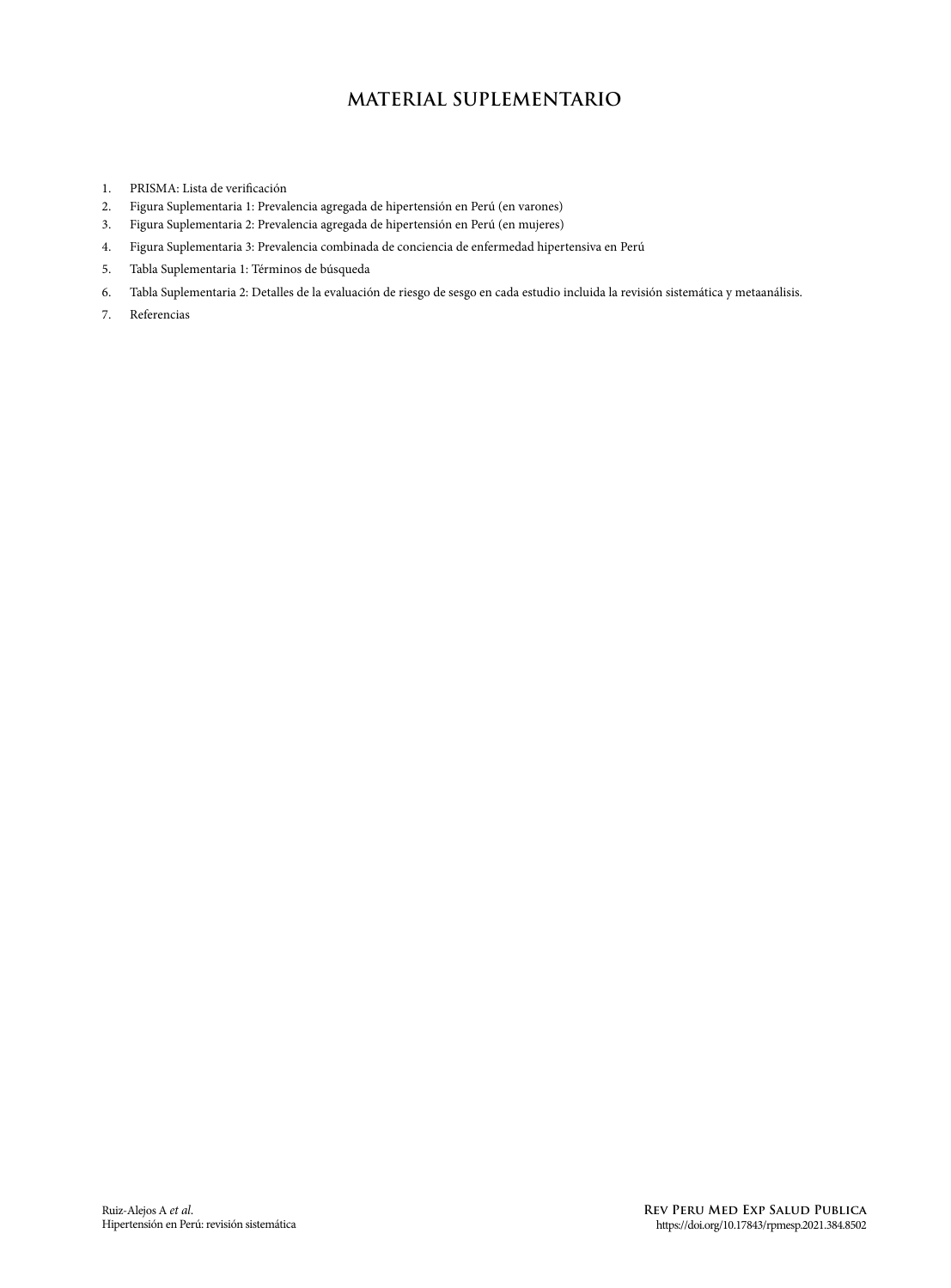# MATERIAL SUPLEMENTARIO

1. PRISMA: Lista de verificación
2. Figura Suplementaria 1: Prevalencia agregada de hipertensión en Perú (en varones)
3. Figura Suplementaria 2: Prevalencia agregada de hipertensión en Perú (en mujeres)
4. Figura Suplementaria 3: Prevalencia combinada de conciencia de enfermedad hipertensiva en Perú
5. Tabla Suplementaria 1: Términos de búsqueda
6. Tabla Suplementaria 2: Detalles de la evaluación de riesgo de sesgo en cada estudio incluida la revisión sistemática y metaanálisis.
7. Referencias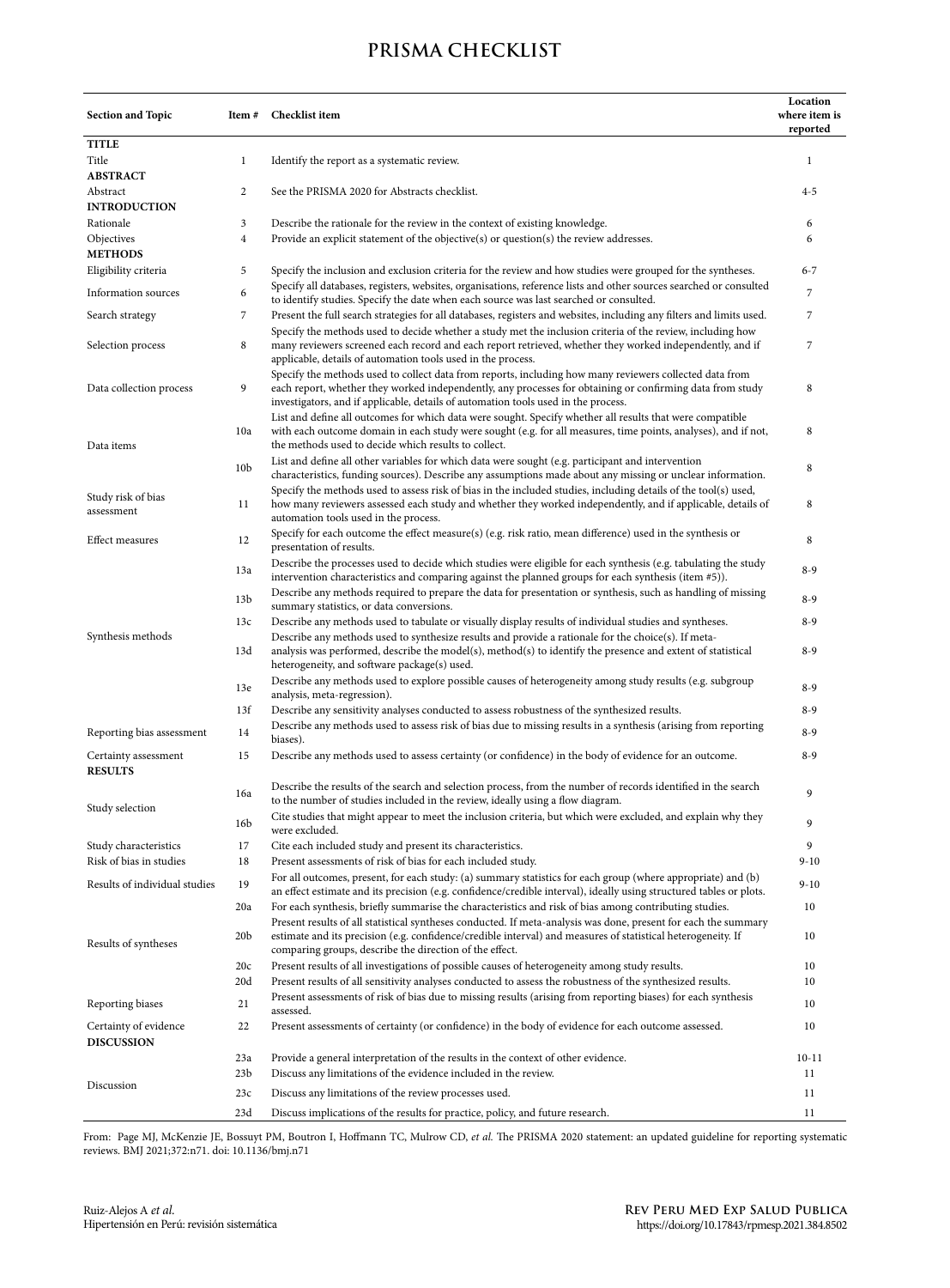# PRISMA CHECKLIST

| Section and Topic | Item # | Checklist item | Location where item is reported |
|---|---|---|---|
| **TITLE** | | | |
| Title | 1 | Identify the report as a systematic review. | 1 |
| **ABSTRACT** | | | |
| Abstract | 2 | See the PRISMA 2020 for Abstracts checklist. | 4-5 |
| **INTRODUCTION** | | | |
| Rationale | 3 | Describe the rationale for the review in the context of existing knowledge. | 6 |
| Objectives | 4 | Provide an explicit statement of the objective(s) or question(s) the review addresses. | 6 |
| **METHODS** | | | |
| Eligibility criteria | 5 | Specify the inclusion and exclusion criteria for the review and how studies were grouped for the syntheses. | 6-7 |
| Information sources | 6 | Specify all databases, registers, websites, organisations, reference lists and other sources searched or consulted to identify studies. Specify the date when each source was last searched or consulted. | 7 |
| Search strategy | 7 | Present the full search strategies for all databases, registers and websites, including any filters and limits used. | 7 |
| Selection process | 8 | Specify the methods used to decide whether a study met the inclusion criteria of the review, including how many reviewers screened each record and each report retrieved, whether they worked independently, and if applicable, details of automation tools used in the process. | 7 |
| Data collection process | 9 | Specify the methods used to collect data from reports, including how many reviewers collected data from each report, whether they worked independently, any processes for obtaining or confirming data from study investigators, and if applicable, details of automation tools used in the process. | 8 |
| Data items | 10a | List and define all outcomes for which data were sought. Specify whether all results that were compatible with each outcome domain in each study were sought (e.g. for all measures, time points, analyses), and if not, the methods used to decide which results to collect. | 8 |
| | 10b | List and define all other variables for which data were sought (e.g. participant and intervention characteristics, funding sources). Describe any assumptions made about any missing or unclear information. | 8 |
| Study risk of bias assessment | 11 | Specify the methods used to assess risk of bias in the included studies, including details of the tool(s) used, how many reviewers assessed each study and whether they worked independently, and if applicable, details of automation tools used in the process. | 8 |
| Effect measures | 12 | Specify for each outcome the effect measure(s) (e.g. risk ratio, mean difference) used in the synthesis or presentation of results. | 8 |
| Synthesis methods | 13a | Describe the processes used to decide which studies were eligible for each synthesis (e.g. tabulating the study intervention characteristics and comparing against the planned groups for each synthesis (item #5)). | 8-9 |
| | 13b | Describe any methods required to prepare the data for presentation or synthesis, such as handling of missing summary statistics, or data conversions. | 8-9 |
| | 13c | Describe any methods used to tabulate or visually display results of individual studies and syntheses. | 8-9 |
| | 13d | Describe any methods used to synthesize results and provide a rationale for the choice(s). If meta-analysis was performed, describe the model(s), method(s) to identify the presence and extent of statistical heterogeneity, and software package(s) used. | 8-9 |
| | 13e | Describe any methods used to explore possible causes of heterogeneity among study results (e.g. subgroup analysis, meta-regression). | 8-9 |
| | 13f | Describe any sensitivity analyses conducted to assess robustness of the synthesized results. | 8-9 |
| Reporting bias assessment | 14 | Describe any methods used to assess risk of bias due to missing results in a synthesis (arising from reporting biases). | 8-9 |
| Certainty assessment | 15 | Describe any methods used to assess certainty (or confidence) in the body of evidence for an outcome. | 8-9 |
| **RESULTS** | | | |
| Study selection | 16a | Describe the results of the search and selection process, from the number of records identified in the search to the number of studies included in the review, ideally using a flow diagram. | 9 |
| | 16b | Cite studies that might appear to meet the inclusion criteria, but which were excluded, and explain why they were excluded. | 9 |
| Study characteristics | 17 | Cite each included study and present its characteristics. | 9 |
| Risk of bias in studies | 18 | Present assessments of risk of bias for each included study. | 9-10 |
| Results of individual studies | 19 | For all outcomes, present, for each study: (a) summary statistics for each group (where appropriate) and (b) an effect estimate and its precision (e.g. confidence/credible interval), ideally using structured tables or plots. | 9-10 |
| Results of syntheses | 20a | For each synthesis, briefly summarise the characteristics and risk of bias among contributing studies. | 10 |
| | 20b | Present results of all statistical syntheses conducted. If meta-analysis was done, present for each the summary estimate and its precision (e.g. confidence/credible interval) and measures of statistical heterogeneity. If comparing groups, describe the direction of the effect. | 10 |
| | 20c | Present results of all investigations of possible causes of heterogeneity among study results. | 10 |
| | 20d | Present results of all sensitivity analyses conducted to assess the robustness of the synthesized results. | 10 |
| Reporting biases | 21 | Present assessments of risk of bias due to missing results (arising from reporting biases) for each synthesis assessed. | 10 |
| Certainty of evidence | 22 | Present assessments of certainty (or confidence) in the body of evidence for each outcome assessed. | 10 |
| **DISCUSSION** | | | |
| Discussion | 23a | Provide a general interpretation of the results in the context of other evidence. | 10-11 |
| | 23b | Discuss any limitations of the evidence included in the review. | 11 |
| | 23c | Discuss any limitations of the review processes used. | 11 |
| | 23d | Discuss implications of the results for practice, policy, and future research. | 11 |

From: Page MJ, McKenzie JE, Bossuyt PM, Boutron I, Hoffmann TC, Mulrow CD, *et al.* The PRISMA 2020 statement: an updated guideline for reporting systematic reviews. BMJ 2021;372:n71. doi: 10.1136/bmj.n71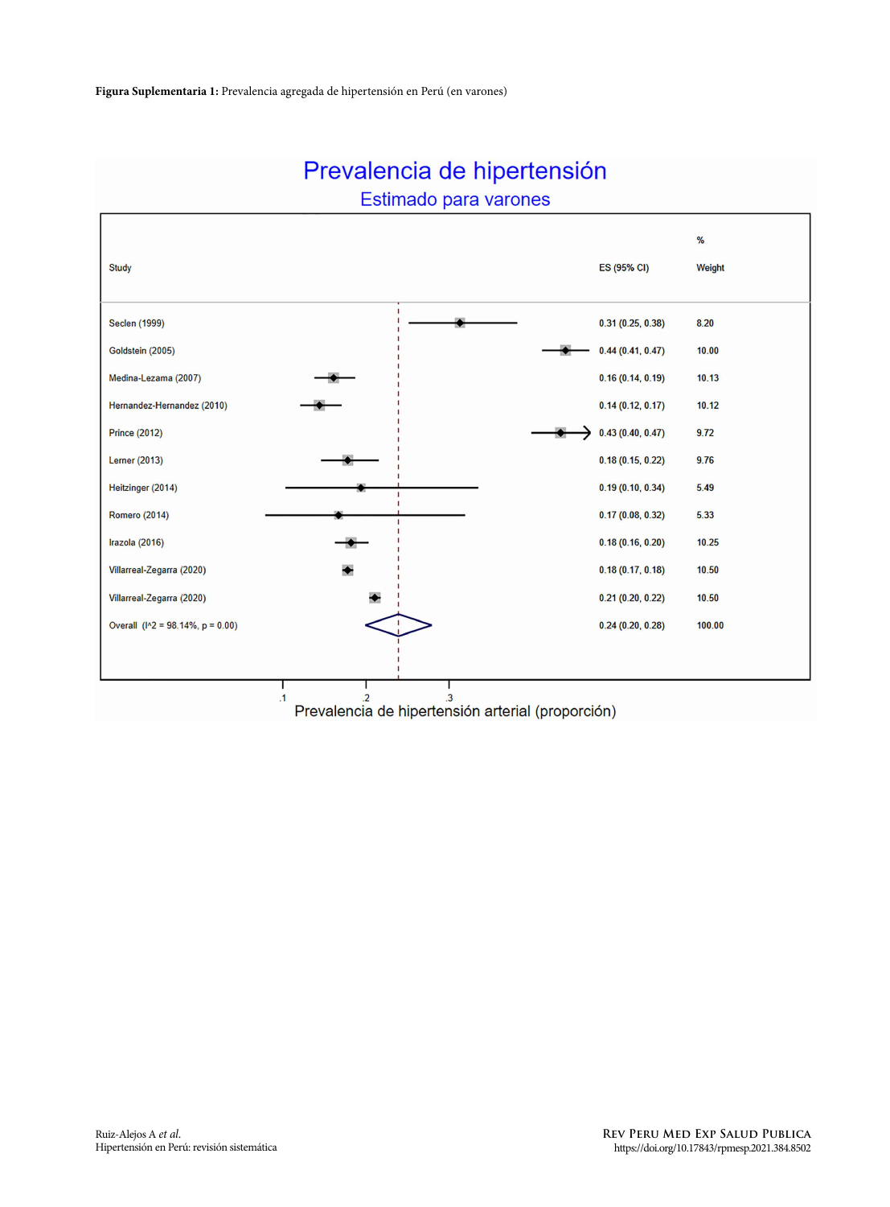**Figura Suplementaria 1:** Prevalencia agregada de hipertensión en Perú (en varones)

Prevalencia de hipertensión

Estimado para varones

| Study | ES (95% CI) | % Weight |
|---|---|---|
| Seclen (1999) | 0.31 (0.25, 0.38) | 8.20 |
| Goldstein (2005) | 0.44 (0.41, 0.47) | 10.00 |
| Medina-Lezama (2007) | 0.16 (0.14, 0.19) | 10.13 |
| Hernandez-Hernandez (2010) | 0.14 (0.12, 0.17) | 10.12 |
| Prince (2012) | 0.43 (0.40, 0.47) | 9.72 |
| Lerner (2013) | 0.18 (0.15, 0.22) | 9.76 |
| Heitzinger (2014) | 0.19 (0.10, 0.34) | 5.49 |
| Romero (2014) | 0.17 (0.08, 0.32) | 5.33 |
| Irazola (2016) | 0.18 (0.16, 0.20) | 10.25 |
| Villarreal-Zegarra (2020) | 0.18 (0.17, 0.18) | 10.50 |
| Villarreal-Zegarra (2020) | 0.21 (0.20, 0.22) | 10.50 |
| Overall (I^2 = 98.14%, p = 0.00) | 0.24 (0.20, 0.28) | 100.00 |

Prevalencia de hipertensión arterial (proporción)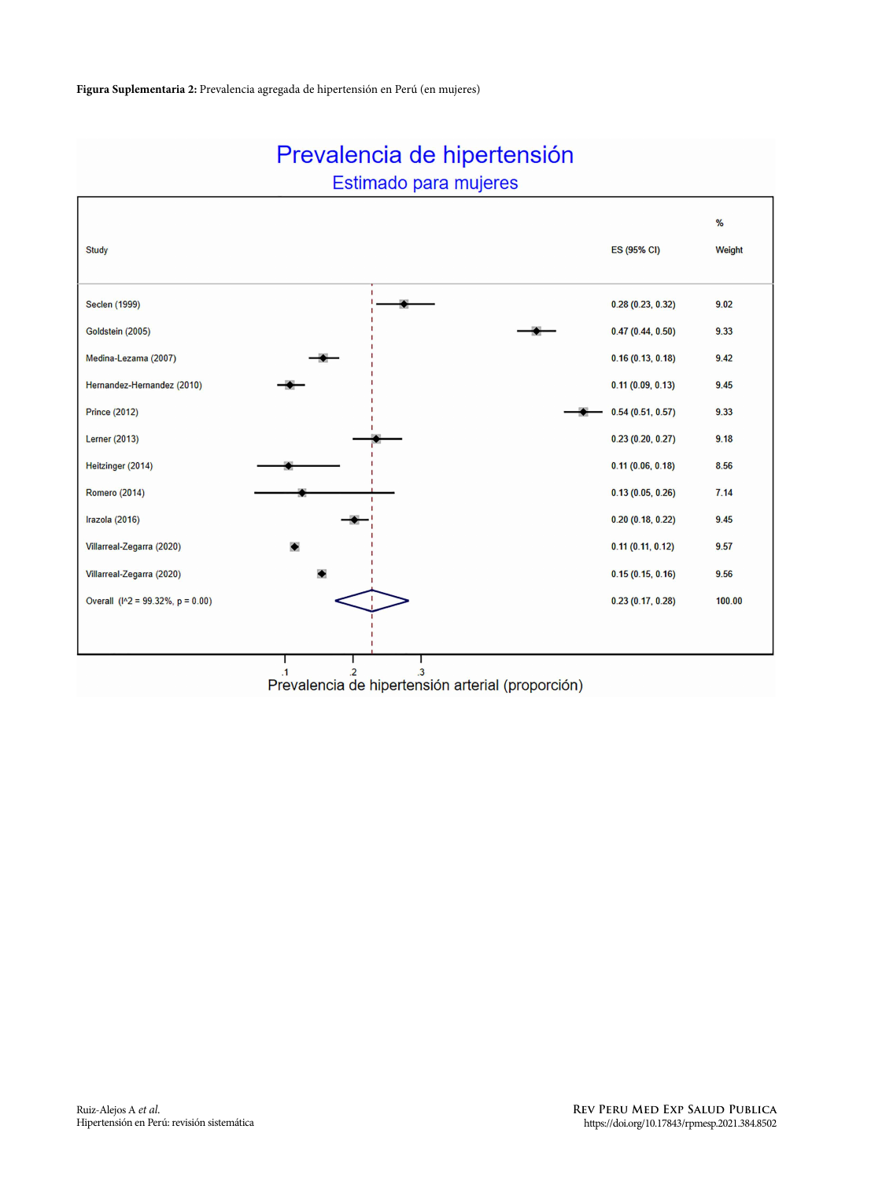**Figura Suplementaria 2:** Prevalencia agregada de hipertensión en Perú (en mujeres)

# Prevalencia de hipertensión

## Estimado para mujeres

| Study | ES (95% CI) | % Weight |
|---|---|---|
| Seclen (1999) | 0.28 (0.23, 0.32) | 9.02 |
| Goldstein (2005) | 0.47 (0.44, 0.50) | 9.33 |
| Medina-Lezama (2007) | 0.16 (0.13, 0.18) | 9.42 |
| Hernandez-Hernandez (2010) | 0.11 (0.09, 0.13) | 9.45 |
| Prince (2012) | 0.54 (0.51, 0.57) | 9.33 |
| Lerner (2013) | 0.23 (0.20, 0.27) | 9.18 |
| Heitzinger (2014) | 0.11 (0.06, 0.18) | 8.56 |
| Romero (2014) | 0.13 (0.05, 0.26) | 7.14 |
| Irazola (2016) | 0.20 (0.18, 0.22) | 9.45 |
| Villarreal-Zegarra (2020) | 0.11 (0.11, 0.12) | 9.57 |
| Villarreal-Zegarra (2020) | 0.15 (0.15, 0.16) | 9.56 |
| Overall (I^2 = 99.32%, p = 0.00) | 0.23 (0.17, 0.28) | 100.00 |

Prevalencia de hipertensión arterial (proporción)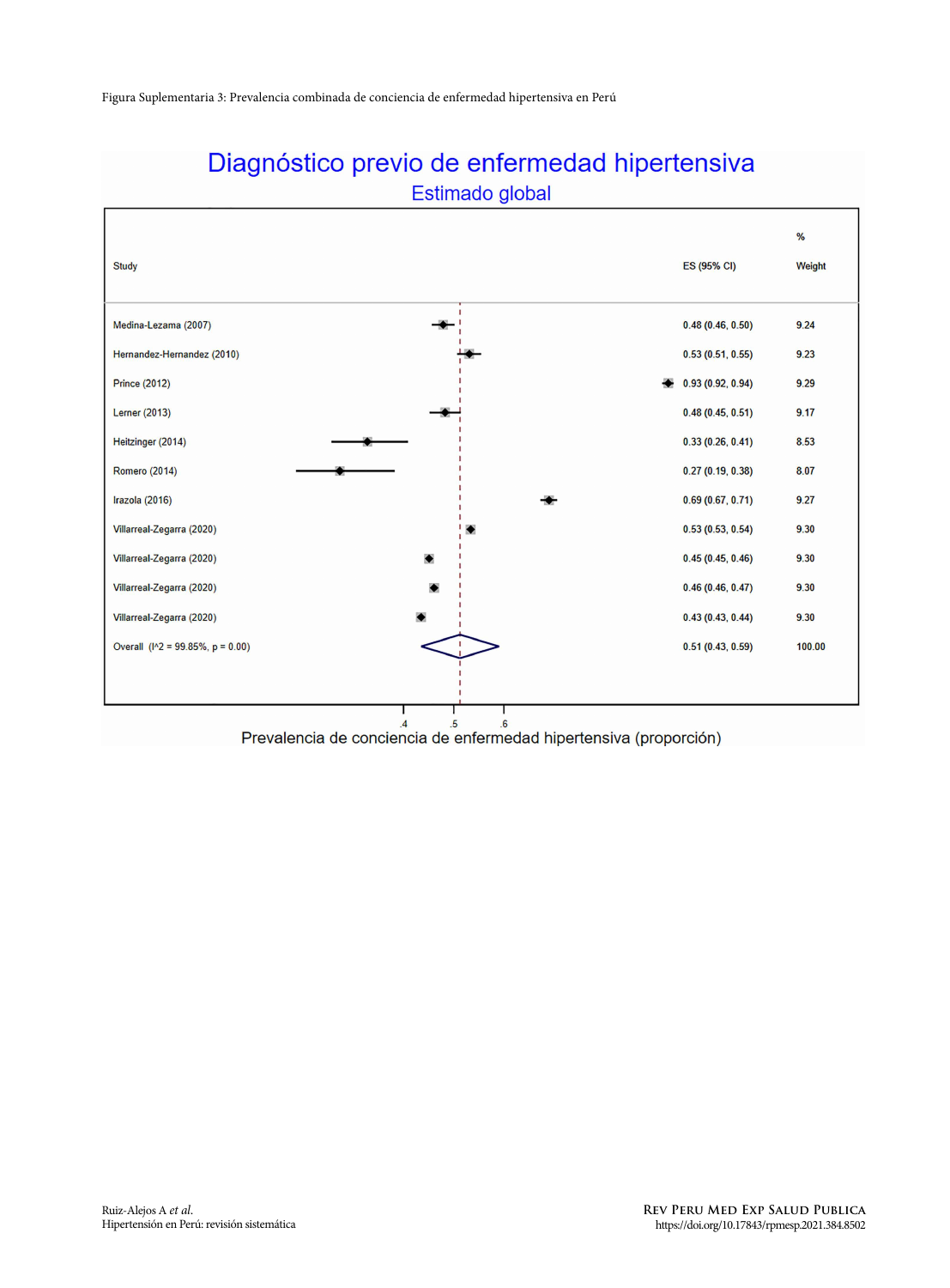Figura Suplementaria 3: Prevalencia combinada de conciencia de enfermedad hipertensiva en Perú

## Diagnóstico previo de enfermedad hipertensiva

### Estimado global

| Study | ES (95% CI) | % Weight |
|---|---|---|
| Medina-Lezama (2007) | 0.48 (0.46, 0.50) | 9.24 |
| Hernandez-Hernandez (2010) | 0.53 (0.51, 0.55) | 9.23 |
| Prince (2012) | 0.93 (0.92, 0.94) | 9.29 |
| Lerner (2013) | 0.48 (0.45, 0.51) | 9.17 |
| Heitzinger (2014) | 0.33 (0.26, 0.41) | 8.53 |
| Romero (2014) | 0.27 (0.19, 0.38) | 8.07 |
| Irazola (2016) | 0.69 (0.67, 0.71) | 9.27 |
| Villarreal-Zegarra (2020) | 0.53 (0.53, 0.54) | 9.30 |
| Villarreal-Zegarra (2020) | 0.45 (0.45, 0.46) | 9.30 |
| Villarreal-Zegarra (2020) | 0.46 (0.46, 0.47) | 9.30 |
| Villarreal-Zegarra (2020) | 0.43 (0.43, 0.44) | 9.30 |
| Overall (I^2 = 99.85%, p = 0.00) | 0.51 (0.43, 0.59) | 100.00 |

Prevalencia de conciencia de enfermedad hipertensiva (proporción)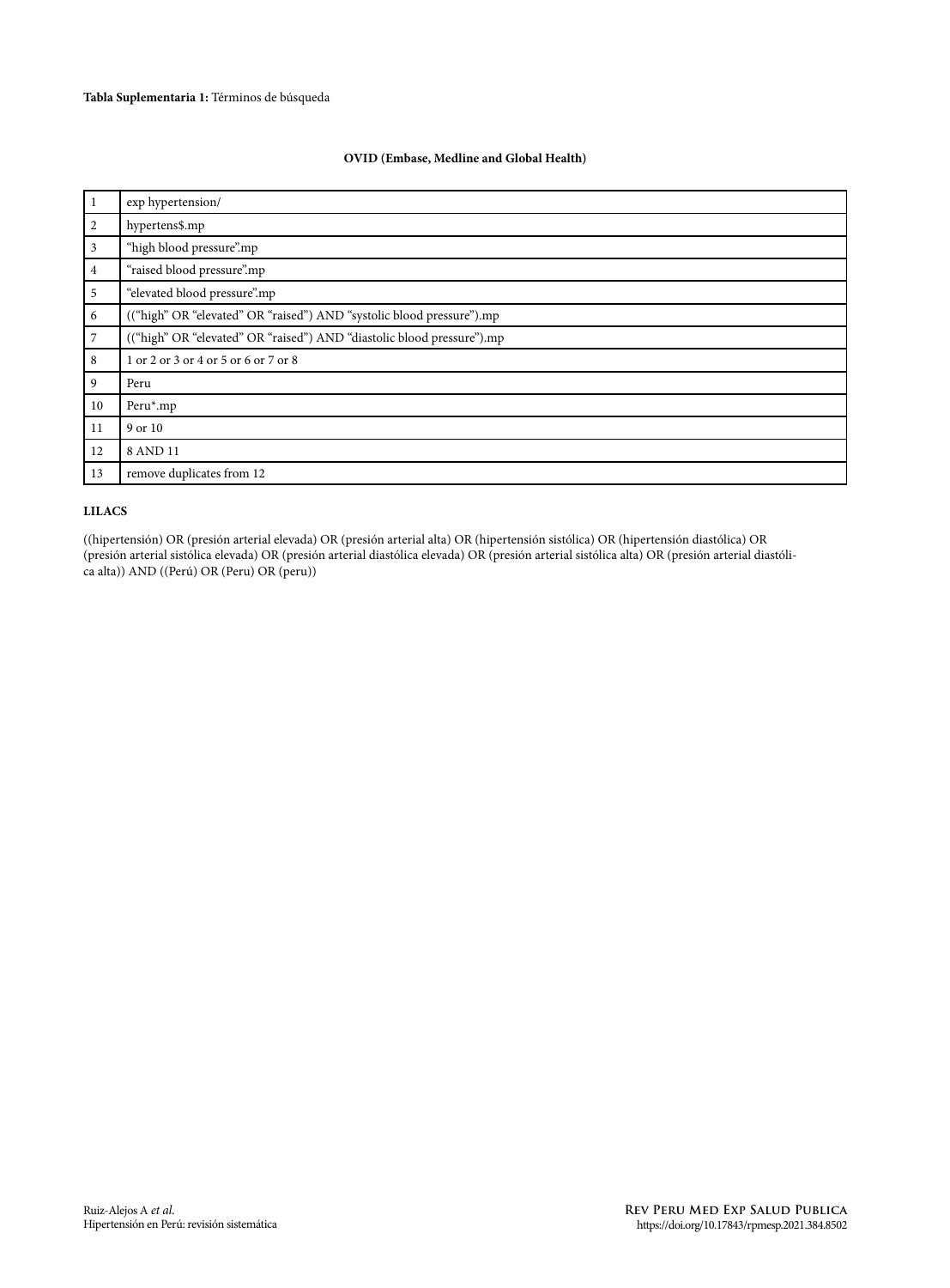**Tabla Suplementaria 1:** Términos de búsqueda

**OVID (Embase, Medline and Global Health)**

| | |
|---|---|
| 1 | exp hypertension/ |
| 2 | hypertens$.mp |
| 3 | "high blood pressure".mp |
| 4 | "raised blood pressure".mp |
| 5 | "elevated blood pressure".mp |
| 6 | (("high" OR "elevated" OR "raised") AND "systolic blood pressure").mp |
| 7 | (("high" OR "elevated" OR "raised") AND "diastolic blood pressure").mp |
| 8 | 1 or 2 or 3 or 4 or 5 or 6 or 7 or 8 |
| 9 | Peru |
| 10 | Peru*.mp |
| 11 | 9 or 10 |
| 12 | 8 AND 11 |
| 13 | remove duplicates from 12 |

**LILACS**

((hipertensión) OR (presión arterial elevada) OR (presión arterial alta) OR (hipertensión sistólica) OR (hipertensión diastólica) OR (presión arterial sistólica elevada) OR (presión arterial diastólica elevada) OR (presión arterial sistólica alta) OR (presión arterial diastólica alta)) AND ((Perú) OR (Peru) OR (peru))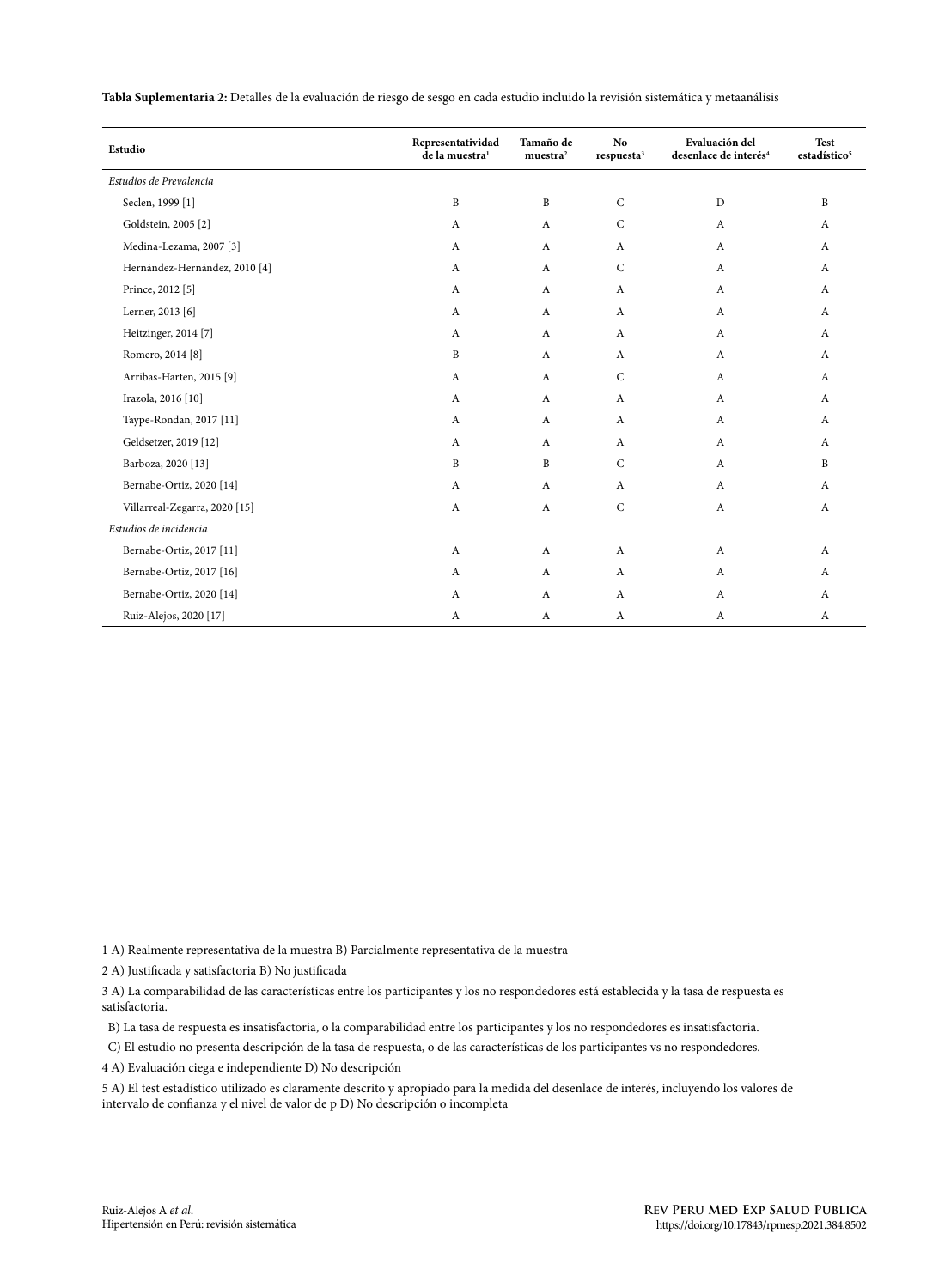**Tabla Suplementaria 2:** Detalles de la evaluación de riesgo de sesgo en cada estudio incluido la revisión sistemática y metaanálisis

| Estudio | Representatividad de la muestra[1] | Tamaño de muestra[2] | No respuesta[3] | Evaluación del desenlace de interés[4] | Test estadístico[5] |
|---|---|---|---|---|---|
| *Estudios de Prevalencia* | | | | | |
| Seclen, 1999 [1] | B | B | C | D | B |
| Goldstein, 2005 [2] | A | A | C | A | A |
| Medina-Lezama, 2007 [3] | A | A | A | A | A |
| Hernández-Hernández, 2010 [4] | A | A | C | A | A |
| Prince, 2012 [5] | A | A | A | A | A |
| Lerner, 2013 [6] | A | A | A | A | A |
| Heitzinger, 2014 [7] | A | A | A | A | A |
| Romero, 2014 [8] | B | A | A | A | A |
| Arribas-Harten, 2015 [9] | A | A | C | A | A |
| Irazola, 2016 [10] | A | A | A | A | A |
| Taype-Rondan, 2017 [11] | A | A | A | A | A |
| Geldsetzer, 2019 [12] | A | A | A | A | A |
| Barboza, 2020 [13] | B | B | C | A | B |
| Bernabe-Ortiz, 2020 [14] | A | A | A | A | A |
| Villarreal-Zegarra, 2020 [15] | A | A | C | A | A |
| *Estudios de incidencia* | | | | | |
| Bernabe-Ortiz, 2017 [11] | A | A | A | A | A |
| Bernabe-Ortiz, 2017 [16] | A | A | A | A | A |
| Bernabe-Ortiz, 2020 [14] | A | A | A | A | A |
| Ruiz-Alejos, 2020 [17] | A | A | A | A | A |

1 A) Realmente representativa de la muestra B) Parcialmente representativa de la muestra

2 A) Justificada y satisfactoria B) No justificada

3 A) La comparabilidad de las características entre los participantes y los no respondedores está establecida y la tasa de respuesta es satisfactoria.

B) La tasa de respuesta es insatisfactoria, o la comparabilidad entre los participantes y los no respondedores es insatisfactoria.

C) El estudio no presenta descripción de la tasa de respuesta, o de las características de los participantes vs no respondedores.

4 A) Evaluación ciega e independiente D) No descripción

5 A) El test estadístico utilizado es claramente descrito y apropiado para la medida del desenlace de interés, incluyendo los valores de intervalo de confianza y el nivel de valor de p D) No descripción o incompleta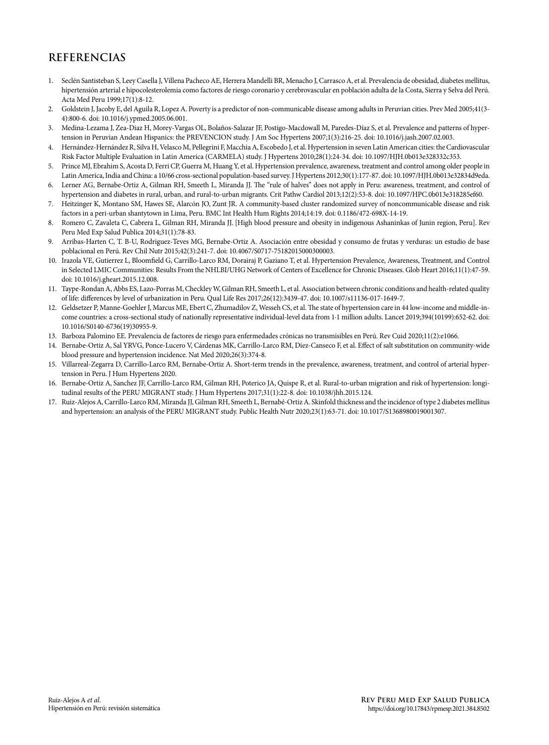## REFERENCIAS

1. Seclén Santisteban S, Leey Casella J, Villena Pacheco AE, Herrera Mandelli BR, Menacho J, Carrasco A, et al. Prevalencia de obesidad, diabetes mellitus, hipertensión arterial e hipocolesterolemia como factores de riesgo coronario y cerebrovascular en población adulta de la Costa, Sierra y Selva del Perú. Acta Med Peru 1999;17(1):8-12.
2. Goldstein J, Jacoby E, del Aguila R, Lopez A. Poverty is a predictor of non-communicable disease among adults in Peruvian cities. Prev Med 2005;41(3-4):800-6. doi: 10.1016/j.ypmed.2005.06.001.
3. Medina-Lezama J, Zea-Diaz H, Morey-Vargas OL, Bolaños-Salazar JF, Postigo-Macdowall M, Paredes-Díaz S, et al. Prevalence and patterns of hypertension in Peruvian Andean Hispanics: the PREVENCION study. J Am Soc Hypertens 2007;1(3):216-25. doi: 10.1016/j.jash.2007.02.003.
4. Hernández-Hernández R, Silva H, Velasco M, Pellegrini F, Macchia A, Escobedo J, et al. Hypertension in seven Latin American cities: the Cardiovascular Risk Factor Multiple Evaluation in Latin America (CARMELA) study. J Hypertens 2010;28(1):24-34. doi: 10.1097/HJH.0b013e328332c353.
5. Prince MJ, Ebrahim S, Acosta D, Ferri CP, Guerra M, Huang Y, et al. Hypertension prevalence, awareness, treatment and control among older people in Latin America, India and China: a 10/66 cross-sectional population-based survey. J Hypertens 2012;30(1):177-87. doi: 10.1097/HJH.0b013e32834d9eda.
6. Lerner AG, Bernabe-Ortiz A, Gilman RH, Smeeth L, Miranda JJ. The "rule of halves" does not apply in Peru: awareness, treatment, and control of hypertension and diabetes in rural, urban, and rural-to-urban migrants. Crit Pathw Cardiol 2013;12(2):53-8. doi: 10.1097/HPC.0b013e318285ef60.
7. Heitzinger K, Montano SM, Hawes SE, Alarcón JO, Zunt JR. A community-based cluster randomized survey of noncommunicable disease and risk factors in a peri-urban shantytown in Lima, Peru. BMC Int Health Hum Rights 2014;14:19. doi: 0.1186/472-698X-14-19.
8. Romero C, Zavaleta C, Cabrera L, Gilman RH, Miranda JJ. [High blood pressure and obesity in indigenous Ashaninkas of Junin region, Peru]. Rev Peru Med Exp Salud Publica 2014;31(1):78-83.
9. Arribas-Harten C, T. B-U, Rodriguez-Teves MG, Bernabe-Ortiz A. Asociación entre obesidad y consumo de frutas y verduras: un estudio de base poblacional en Perú. Rev Chil Nutr 2015;42(3):241-7. doi: 10.4067/S0717-75182015000300003.
10. Irazola VE, Gutierrez L, Bloomfield G, Carrillo-Larco RM, Dorairaj P, Gaziano T, et al. Hypertension Prevalence, Awareness, Treatment, and Control in Selected LMIC Communities: Results From the NHLBI/UHG Network of Centers of Excellence for Chronic Diseases. Glob Heart 2016;11(1):47-59. doi: 10.1016/j.gheart.2015.12.008.
11. Taype-Rondan A, Abbs ES, Lazo-Porras M, Checkley W, Gilman RH, Smeeth L, et al. Association between chronic conditions and health-related quality of life: differences by level of urbanization in Peru. Qual Life Res 2017;26(12):3439-47. doi: 10.1007/s11136-017-1649-7.
12. Geldsetzer P, Manne-Goehler J, Marcus ME, Ebert C, Zhumadilov Z, Wesseh CS, et al. The state of hypertension care in 44 low-income and middle-income countries: a cross-sectional study of nationally representative individual-level data from 1·1 million adults. Lancet 2019;394(10199):652-62. doi: 10.1016/S0140-6736(19)30955-9.
13. Barboza Palomino EE. Prevalencia de factores de riesgo para enfermedades crónicas no transmisibles en Perú. Rev Cuid 2020;11(2):e1066.
14. Bernabe-Ortiz A, Sal YRVG, Ponce-Lucero V, Cárdenas MK, Carrillo-Larco RM, Diez-Canseco F, et al. Effect of salt substitution on community-wide blood pressure and hypertension incidence. Nat Med 2020;26(3):374-8.
15. Villarreal-Zegarra D, Carrillo-Larco RM, Bernabe-Ortiz A. Short-term trends in the prevalence, awareness, treatment, and control of arterial hypertension in Peru. J Hum Hypertens 2020.
16. Bernabe-Ortiz A, Sanchez JF, Carrillo-Larco RM, Gilman RH, Poterico JA, Quispe R, et al. Rural-to-urban migration and risk of hypertension: longitudinal results of the PERU MIGRANT study. J Hum Hypertens 2017;31(1):22-8. doi: 10.1038/jhh.2015.124.
17. Ruiz-Alejos A, Carrillo-Larco RM, Miranda JJ, Gilman RH, Smeeth L, Bernabé-Ortiz A. Skinfold thickness and the incidence of type 2 diabetes mellitus and hypertension: an analysis of the PERU MIGRANT study. Public Health Nutr 2020;23(1):63-71. doi: 10.1017/S1368980019001307.